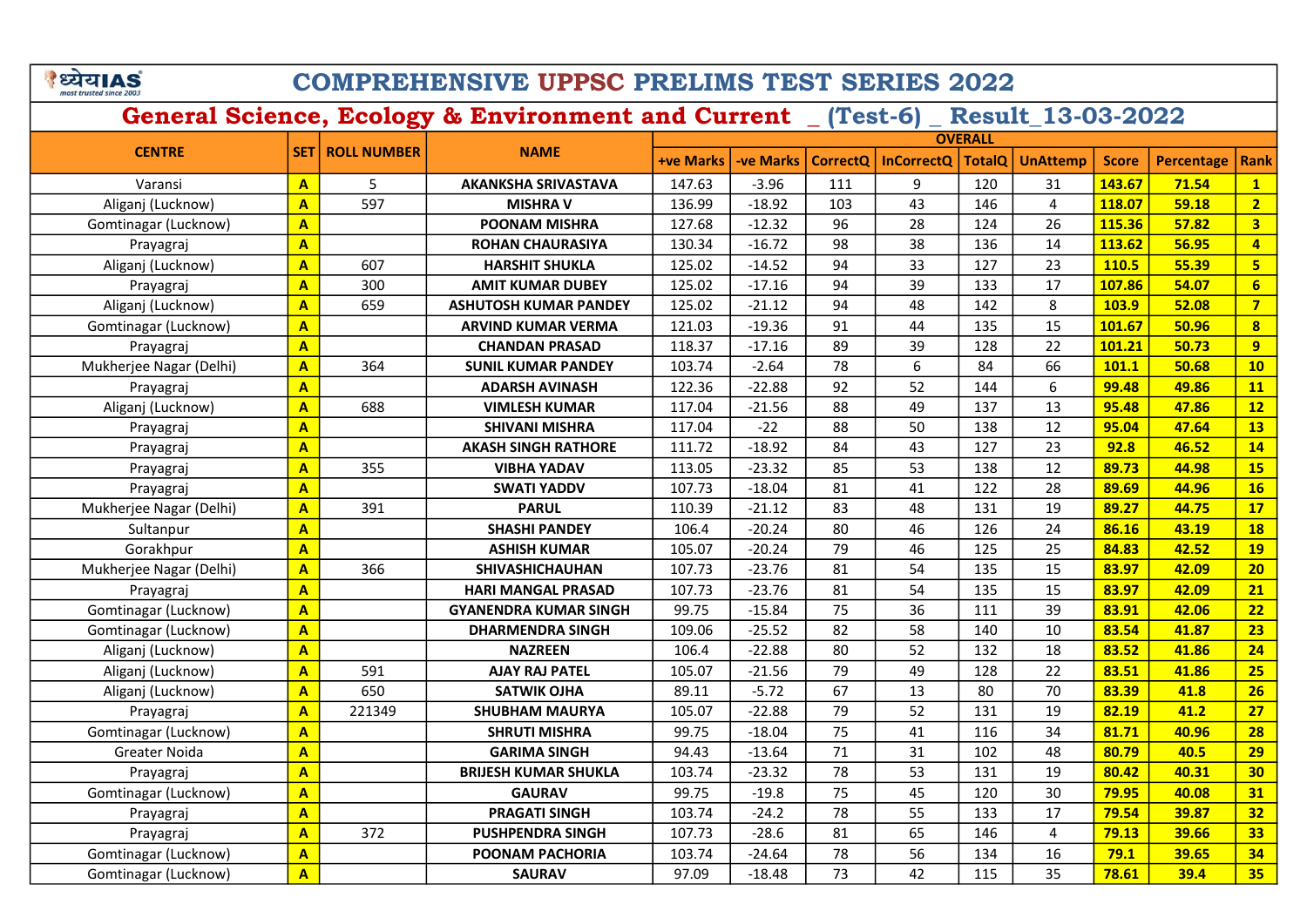# COMPREHENSIVE UPPSC PRELIMS TEST SERIES 2022

## General Science, Ecology & Environment and Current _ (Test-6) _ Result_13-03-2022

| CENTRE | SET | ROLL NUMBER | NAME | OVERALL | | | | | | | | |
|---|---|---|---|---|---|---|---|---|---|---|---|---|
| | | | | +ve Marks | -ve Marks | CorrectQ | InCorrectQ | TotalQ | UnAttemp | Score | Percentage | Rank |
| Varansi | A | 5 | AKANKSHA SRIVASTAVA | 147.63 | -3.96 | 111 | 9 | 120 | 31 | 143.67 | 71.54 | 1 |
| Aliganj (Lucknow) | A | 597 | MISHRA V | 136.99 | -18.92 | 103 | 43 | 146 | 4 | 118.07 | 59.18 | 2 |
| Gomtinagar (Lucknow) | A | | POONAM MISHRA | 127.68 | -12.32 | 96 | 28 | 124 | 26 | 115.36 | 57.82 | 3 |
| Prayagraj | A | | ROHAN CHAURASIYA | 130.34 | -16.72 | 98 | 38 | 136 | 14 | 113.62 | 56.95 | 4 |
| Aliganj (Lucknow) | A | 607 | HARSHIT SHUKLA | 125.02 | -14.52 | 94 | 33 | 127 | 23 | 110.5 | 55.39 | 5 |
| Prayagraj | A | 300 | AMIT KUMAR DUBEY | 125.02 | -17.16 | 94 | 39 | 133 | 17 | 107.86 | 54.07 | 6 |
| Aliganj (Lucknow) | A | 659 | ASHUTOSH KUMAR PANDEY | 125.02 | -21.12 | 94 | 48 | 142 | 8 | 103.9 | 52.08 | 7 |
| Gomtinagar (Lucknow) | A | | ARVIND KUMAR VERMA | 121.03 | -19.36 | 91 | 44 | 135 | 15 | 101.67 | 50.96 | 8 |
| Prayagraj | A | | CHANDAN PRASAD | 118.37 | -17.16 | 89 | 39 | 128 | 22 | 101.21 | 50.73 | 9 |
| Mukherjee Nagar (Delhi) | A | 364 | SUNIL KUMAR PANDEY | 103.74 | -2.64 | 78 | 6 | 84 | 66 | 101.1 | 50.68 | 10 |
| Prayagraj | A | | ADARSH AVINASH | 122.36 | -22.88 | 92 | 52 | 144 | 6 | 99.48 | 49.86 | 11 |
| Aliganj (Lucknow) | A | 688 | VIMLESH KUMAR | 117.04 | -21.56 | 88 | 49 | 137 | 13 | 95.48 | 47.86 | 12 |
| Prayagraj | A | | SHIVANI MISHRA | 117.04 | -22 | 88 | 50 | 138 | 12 | 95.04 | 47.64 | 13 |
| Prayagraj | A | | AKASH SINGH RATHORE | 111.72 | -18.92 | 84 | 43 | 127 | 23 | 92.8 | 46.52 | 14 |
| Prayagraj | A | 355 | VIBHA YADAV | 113.05 | -23.32 | 85 | 53 | 138 | 12 | 89.73 | 44.98 | 15 |
| Prayagraj | A | | SWATI YADDV | 107.73 | -18.04 | 81 | 41 | 122 | 28 | 89.69 | 44.96 | 16 |
| Mukherjee Nagar (Delhi) | A | 391 | PARUL | 110.39 | -21.12 | 83 | 48 | 131 | 19 | 89.27 | 44.75 | 17 |
| Sultanpur | A | | SHASHI PANDEY | 106.4 | -20.24 | 80 | 46 | 126 | 24 | 86.16 | 43.19 | 18 |
| Gorakhpur | A | | ASHISH KUMAR | 105.07 | -20.24 | 79 | 46 | 125 | 25 | 84.83 | 42.52 | 19 |
| Mukherjee Nagar (Delhi) | A | 366 | SHIVASHICHAUHAN | 107.73 | -23.76 | 81 | 54 | 135 | 15 | 83.97 | 42.09 | 20 |
| Prayagraj | A | | HARI MANGAL PRASAD | 107.73 | -23.76 | 81 | 54 | 135 | 15 | 83.97 | 42.09 | 21 |
| Gomtinagar (Lucknow) | A | | GYANENDRA KUMAR SINGH | 99.75 | -15.84 | 75 | 36 | 111 | 39 | 83.91 | 42.06 | 22 |
| Gomtinagar (Lucknow) | A | | DHARMENDRA SINGH | 109.06 | -25.52 | 82 | 58 | 140 | 10 | 83.54 | 41.87 | 23 |
| Aliganj (Lucknow) | A | | NAZREEN | 106.4 | -22.88 | 80 | 52 | 132 | 18 | 83.52 | 41.86 | 24 |
| Aliganj (Lucknow) | A | 591 | AJAY RAJ PATEL | 105.07 | -21.56 | 79 | 49 | 128 | 22 | 83.51 | 41.86 | 25 |
| Aliganj (Lucknow) | A | 650 | SATWIK OJHA | 89.11 | -5.72 | 67 | 13 | 80 | 70 | 83.39 | 41.8 | 26 |
| Prayagraj | A | 221349 | SHUBHAM MAURYA | 105.07 | -22.88 | 79 | 52 | 131 | 19 | 82.19 | 41.2 | 27 |
| Gomtinagar (Lucknow) | A | | SHRUTI MISHRA | 99.75 | -18.04 | 75 | 41 | 116 | 34 | 81.71 | 40.96 | 28 |
| Greater Noida | A | | GARIMA SINGH | 94.43 | -13.64 | 71 | 31 | 102 | 48 | 80.79 | 40.5 | 29 |
| Prayagraj | A | | BRIJESH KUMAR SHUKLA | 103.74 | -23.32 | 78 | 53 | 131 | 19 | 80.42 | 40.31 | 30 |
| Gomtinagar (Lucknow) | A | | GAURAV | 99.75 | -19.8 | 75 | 45 | 120 | 30 | 79.95 | 40.08 | 31 |
| Prayagraj | A | | PRAGATI SINGH | 103.74 | -24.2 | 78 | 55 | 133 | 17 | 79.54 | 39.87 | 32 |
| Prayagraj | A | 372 | PUSHPENDRA SINGH | 107.73 | -28.6 | 81 | 65 | 146 | 4 | 79.13 | 39.66 | 33 |
| Gomtinagar (Lucknow) | A | | POONAM PACHORIA | 103.74 | -24.64 | 78 | 56 | 134 | 16 | 79.1 | 39.65 | 34 |
| Gomtinagar (Lucknow) | A | | SAURAV | 97.09 | -18.48 | 73 | 42 | 115 | 35 | 78.61 | 39.4 | 35 |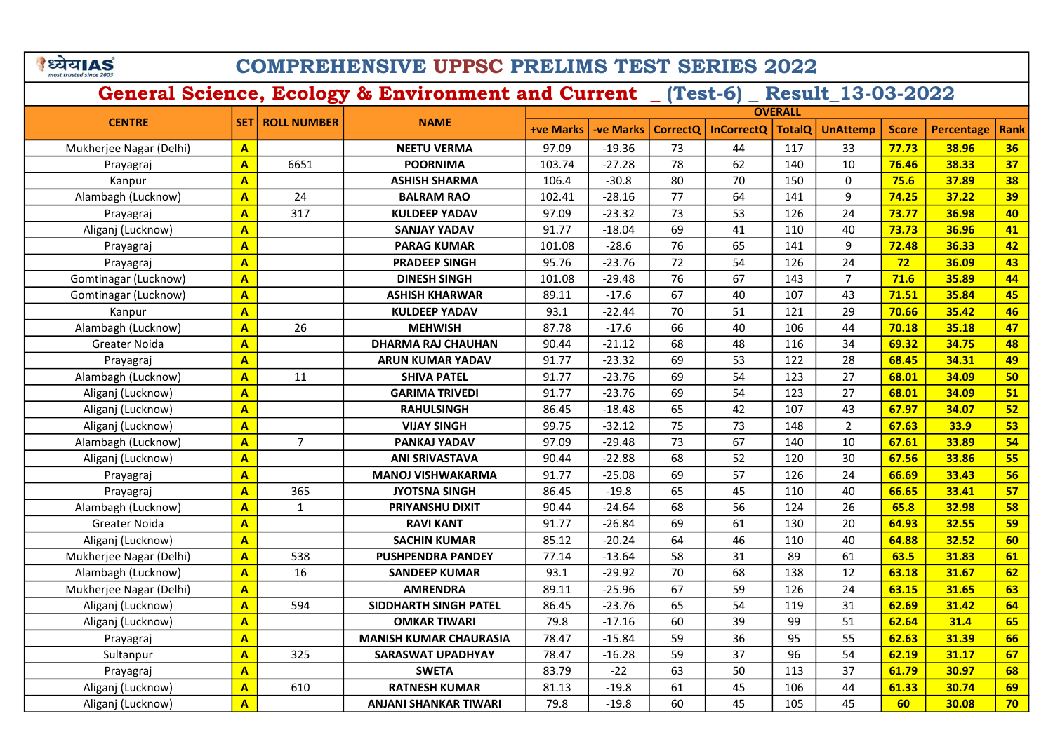# COMPREHENSIVE UPPSC PRELIMS TEST SERIES 2022

## General Science, Ecology & Environment and Current _ (Test-6) _ Result_13-03-2022

| CENTRE | SET | ROLL NUMBER | NAME | OVERALL | | | | | | | | |
|---|---|---|---|---|---|---|---|---|---|---|---|---|
| | | | | +ve Marks | -ve Marks | CorrectQ | InCorrectQ | TotalQ | UnAttemp | Score | Percentage | Rank |
| Mukherjee Nagar (Delhi) | A | | NEETU VERMA | 97.09 | -19.36 | 73 | 44 | 117 | 33 | 77.73 | 38.96 | 36 |
| Prayagraj | A | 6651 | POORNIMA | 103.74 | -27.28 | 78 | 62 | 140 | 10 | 76.46 | 38.33 | 37 |
| Kanpur | A | | ASHISH SHARMA | 106.4 | -30.8 | 80 | 70 | 150 | 0 | 75.6 | 37.89 | 38 |
| Alambagh (Lucknow) | A | 24 | BALRAM RAO | 102.41 | -28.16 | 77 | 64 | 141 | 9 | 74.25 | 37.22 | 39 |
| Prayagraj | A | 317 | KULDEEP YADAV | 97.09 | -23.32 | 73 | 53 | 126 | 24 | 73.77 | 36.98 | 40 |
| Aliganj (Lucknow) | A | | SANJAY YADAV | 91.77 | -18.04 | 69 | 41 | 110 | 40 | 73.73 | 36.96 | 41 |
| Prayagraj | A | | PARAG KUMAR | 101.08 | -28.6 | 76 | 65 | 141 | 9 | 72.48 | 36.33 | 42 |
| Prayagraj | A | | PRADEEP SINGH | 95.76 | -23.76 | 72 | 54 | 126 | 24 | 72 | 36.09 | 43 |
| Gomtinagar (Lucknow) | A | | DINESH SINGH | 101.08 | -29.48 | 76 | 67 | 143 | 7 | 71.6 | 35.89 | 44 |
| Gomtinagar (Lucknow) | A | | ASHISH KHARWAR | 89.11 | -17.6 | 67 | 40 | 107 | 43 | 71.51 | 35.84 | 45 |
| Kanpur | A | | KULDEEP YADAV | 93.1 | -22.44 | 70 | 51 | 121 | 29 | 70.66 | 35.42 | 46 |
| Alambagh (Lucknow) | A | 26 | MEHWISH | 87.78 | -17.6 | 66 | 40 | 106 | 44 | 70.18 | 35.18 | 47 |
| Greater Noida | A | | DHARMA RAJ CHAUHAN | 90.44 | -21.12 | 68 | 48 | 116 | 34 | 69.32 | 34.75 | 48 |
| Prayagraj | A | | ARUN KUMAR YADAV | 91.77 | -23.32 | 69 | 53 | 122 | 28 | 68.45 | 34.31 | 49 |
| Alambagh (Lucknow) | A | 11 | SHIVA PATEL | 91.77 | -23.76 | 69 | 54 | 123 | 27 | 68.01 | 34.09 | 50 |
| Aliganj (Lucknow) | A | | GARIMA TRIVEDI | 91.77 | -23.76 | 69 | 54 | 123 | 27 | 68.01 | 34.09 | 51 |
| Aliganj (Lucknow) | A | | RAHULSINGH | 86.45 | -18.48 | 65 | 42 | 107 | 43 | 67.97 | 34.07 | 52 |
| Aliganj (Lucknow) | A | | VIJAY SINGH | 99.75 | -32.12 | 75 | 73 | 148 | 2 | 67.63 | 33.9 | 53 |
| Alambagh (Lucknow) | A | 7 | PANKAJ YADAV | 97.09 | -29.48 | 73 | 67 | 140 | 10 | 67.61 | 33.89 | 54 |
| Aliganj (Lucknow) | A | | ANI SRIVASTAVA | 90.44 | -22.88 | 68 | 52 | 120 | 30 | 67.56 | 33.86 | 55 |
| Prayagraj | A | | MANOJ VISHWAKARMA | 91.77 | -25.08 | 69 | 57 | 126 | 24 | 66.69 | 33.43 | 56 |
| Prayagraj | A | 365 | JYOTSNA SINGH | 86.45 | -19.8 | 65 | 45 | 110 | 40 | 66.65 | 33.41 | 57 |
| Alambagh (Lucknow) | A | 1 | PRIYANSHU DIXIT | 90.44 | -24.64 | 68 | 56 | 124 | 26 | 65.8 | 32.98 | 58 |
| Greater Noida | A | | RAVI KANT | 91.77 | -26.84 | 69 | 61 | 130 | 20 | 64.93 | 32.55 | 59 |
| Aliganj (Lucknow) | A | | SACHIN KUMAR | 85.12 | -20.24 | 64 | 46 | 110 | 40 | 64.88 | 32.52 | 60 |
| Mukherjee Nagar (Delhi) | A | 538 | PUSHPENDRA PANDEY | 77.14 | -13.64 | 58 | 31 | 89 | 61 | 63.5 | 31.83 | 61 |
| Alambagh (Lucknow) | A | 16 | SANDEEP KUMAR | 93.1 | -29.92 | 70 | 68 | 138 | 12 | 63.18 | 31.67 | 62 |
| Mukherjee Nagar (Delhi) | A | | AMRENDRA | 89.11 | -25.96 | 67 | 59 | 126 | 24 | 63.15 | 31.65 | 63 |
| Aliganj (Lucknow) | A | 594 | SIDDHARTH SINGH PATEL | 86.45 | -23.76 | 65 | 54 | 119 | 31 | 62.69 | 31.42 | 64 |
| Aliganj (Lucknow) | A | | OMKAR TIWARI | 79.8 | -17.16 | 60 | 39 | 99 | 51 | 62.64 | 31.4 | 65 |
| Prayagraj | A | | MANISH KUMAR CHAURASIA | 78.47 | -15.84 | 59 | 36 | 95 | 55 | 62.63 | 31.39 | 66 |
| Sultanpur | A | 325 | SARASWAT UPADHYAY | 78.47 | -16.28 | 59 | 37 | 96 | 54 | 62.19 | 31.17 | 67 |
| Prayagraj | A | | SWETA | 83.79 | -22 | 63 | 50 | 113 | 37 | 61.79 | 30.97 | 68 |
| Aliganj (Lucknow) | A | 610 | RATNESH KUMAR | 81.13 | -19.8 | 61 | 45 | 106 | 44 | 61.33 | 30.74 | 69 |
| Aliganj (Lucknow) | A | | ANJANI SHANKAR TIWARI | 79.8 | -19.8 | 60 | 45 | 105 | 45 | 60 | 30.08 | 70 |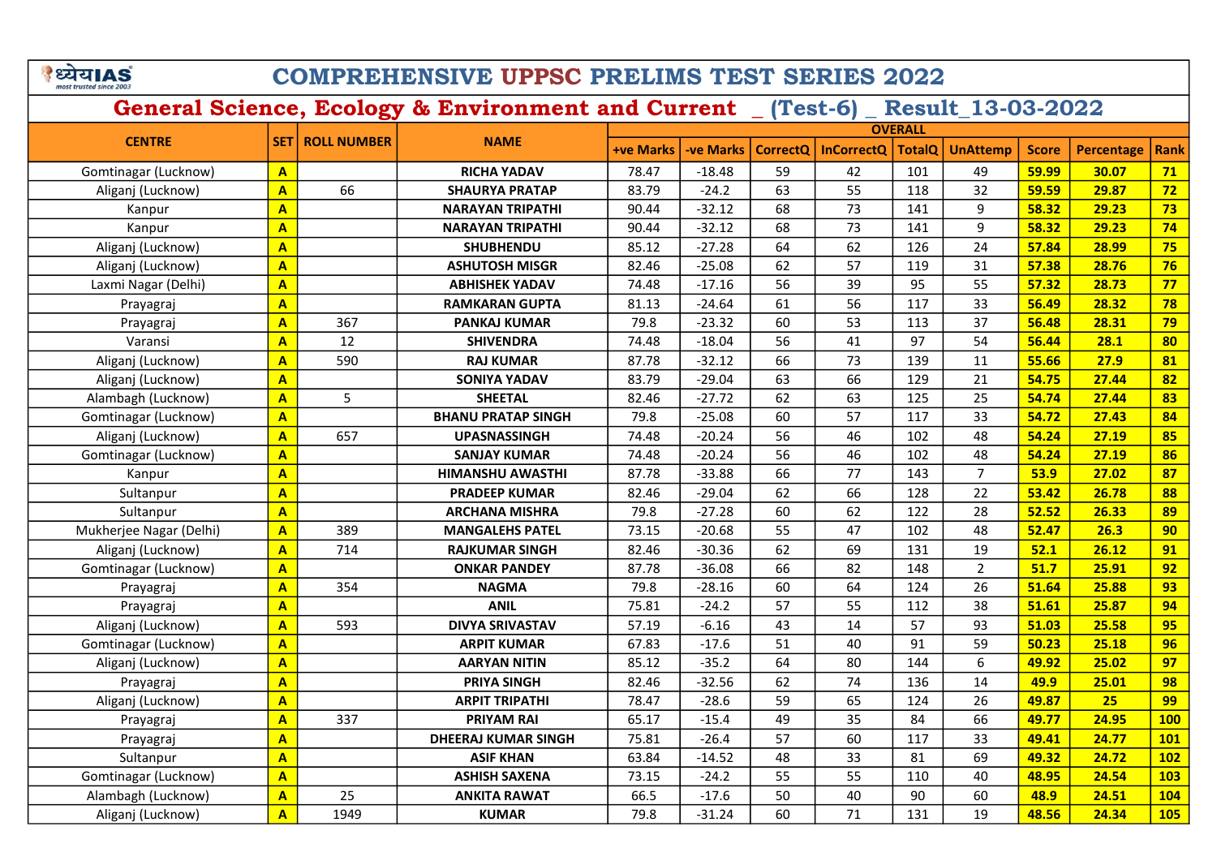# COMPREHENSIVE UPPSC PRELIMS TEST SERIES 2022

## General Science, Ecology & Environment and Current _ (Test-6) _ Result_13-03-2022

| CENTRE | SET | ROLL NUMBER | NAME | OVERALL | | | | | | | | |
|---|---|---|---|---|---|---|---|---|---|---|---|---|
| | | | | +ve Marks | -ve Marks | CorrectQ | InCorrectQ | TotalQ | UnAttemp | Score | Percentage | Rank |
| Gomtinagar (Lucknow) | A | | RICHA YADAV | 78.47 | -18.48 | 59 | 42 | 101 | 49 | 59.99 | 30.07 | 71 |
| Aliganj (Lucknow) | A | 66 | SHAURYA PRATAP | 83.79 | -24.2 | 63 | 55 | 118 | 32 | 59.59 | 29.87 | 72 |
| Kanpur | A | | NARAYAN TRIPATHI | 90.44 | -32.12 | 68 | 73 | 141 | 9 | 58.32 | 29.23 | 73 |
| Kanpur | A | | NARAYAN TRIPATHI | 90.44 | -32.12 | 68 | 73 | 141 | 9 | 58.32 | 29.23 | 74 |
| Aliganj (Lucknow) | A | | SHUBHENDU | 85.12 | -27.28 | 64 | 62 | 126 | 24 | 57.84 | 28.99 | 75 |
| Aliganj (Lucknow) | A | | ASHUTOSH MISGR | 82.46 | -25.08 | 62 | 57 | 119 | 31 | 57.38 | 28.76 | 76 |
| Laxmi Nagar (Delhi) | A | | ABHISHEK YADAV | 74.48 | -17.16 | 56 | 39 | 95 | 55 | 57.32 | 28.73 | 77 |
| Prayagraj | A | | RAMKARAN GUPTA | 81.13 | -24.64 | 61 | 56 | 117 | 33 | 56.49 | 28.32 | 78 |
| Prayagraj | A | 367 | PANKAJ KUMAR | 79.8 | -23.32 | 60 | 53 | 113 | 37 | 56.48 | 28.31 | 79 |
| Varansi | A | 12 | SHIVENDRA | 74.48 | -18.04 | 56 | 41 | 97 | 54 | 56.44 | 28.1 | 80 |
| Aliganj (Lucknow) | A | 590 | RAJ KUMAR | 87.78 | -32.12 | 66 | 73 | 139 | 11 | 55.66 | 27.9 | 81 |
| Aliganj (Lucknow) | A | | SONIYA YADAV | 83.79 | -29.04 | 63 | 66 | 129 | 21 | 54.75 | 27.44 | 82 |
| Alambagh (Lucknow) | A | 5 | SHEETAL | 82.46 | -27.72 | 62 | 63 | 125 | 25 | 54.74 | 27.44 | 83 |
| Gomtinagar (Lucknow) | A | | BHANU PRATAP SINGH | 79.8 | -25.08 | 60 | 57 | 117 | 33 | 54.72 | 27.43 | 84 |
| Aliganj (Lucknow) | A | 657 | UPASNASSINGH | 74.48 | -20.24 | 56 | 46 | 102 | 48 | 54.24 | 27.19 | 85 |
| Gomtinagar (Lucknow) | A | | SANJAY KUMAR | 74.48 | -20.24 | 56 | 46 | 102 | 48 | 54.24 | 27.19 | 86 |
| Kanpur | A | | HIMANSHU AWASTHI | 87.78 | -33.88 | 66 | 77 | 143 | 7 | 53.9 | 27.02 | 87 |
| Sultanpur | A | | PRADEEP KUMAR | 82.46 | -29.04 | 62 | 66 | 128 | 22 | 53.42 | 26.78 | 88 |
| Sultanpur | A | | ARCHANA MISHRA | 79.8 | -27.28 | 60 | 62 | 122 | 28 | 52.52 | 26.33 | 89 |
| Mukherjee Nagar (Delhi) | A | 389 | MANGALEHS PATEL | 73.15 | -20.68 | 55 | 47 | 102 | 48 | 52.47 | 26.3 | 90 |
| Aliganj (Lucknow) | A | 714 | RAJKUMAR SINGH | 82.46 | -30.36 | 62 | 69 | 131 | 19 | 52.1 | 26.12 | 91 |
| Gomtinagar (Lucknow) | A | | ONKAR PANDEY | 87.78 | -36.08 | 66 | 82 | 148 | 2 | 51.7 | 25.91 | 92 |
| Prayagraj | A | 354 | NAGMA | 79.8 | -28.16 | 60 | 64 | 124 | 26 | 51.64 | 25.88 | 93 |
| Prayagraj | A | | ANIL | 75.81 | -24.2 | 57 | 55 | 112 | 38 | 51.61 | 25.87 | 94 |
| Aliganj (Lucknow) | A | 593 | DIVYA SRIVASTAV | 57.19 | -6.16 | 43 | 14 | 57 | 93 | 51.03 | 25.58 | 95 |
| Gomtinagar (Lucknow) | A | | ARPIT KUMAR | 67.83 | -17.6 | 51 | 40 | 91 | 59 | 50.23 | 25.18 | 96 |
| Aliganj (Lucknow) | A | | AARYAN NITIN | 85.12 | -35.2 | 64 | 80 | 144 | 6 | 49.92 | 25.02 | 97 |
| Prayagraj | A | | PRIYA SINGH | 82.46 | -32.56 | 62 | 74 | 136 | 14 | 49.9 | 25.01 | 98 |
| Aliganj (Lucknow) | A | | ARPIT TRIPATHI | 78.47 | -28.6 | 59 | 65 | 124 | 26 | 49.87 | 25 | 99 |
| Prayagraj | A | 337 | PRIYAM RAI | 65.17 | -15.4 | 49 | 35 | 84 | 66 | 49.77 | 24.95 | 100 |
| Prayagraj | A | | DHEERAJ KUMAR SINGH | 75.81 | -26.4 | 57 | 60 | 117 | 33 | 49.41 | 24.77 | 101 |
| Sultanpur | A | | ASIF KHAN | 63.84 | -14.52 | 48 | 33 | 81 | 69 | 49.32 | 24.72 | 102 |
| Gomtinagar (Lucknow) | A | | ASHISH SAXENA | 73.15 | -24.2 | 55 | 55 | 110 | 40 | 48.95 | 24.54 | 103 |
| Alambagh (Lucknow) | A | 25 | ANKITA RAWAT | 66.5 | -17.6 | 50 | 40 | 90 | 60 | 48.9 | 24.51 | 104 |
| Aliganj (Lucknow) | A | 1949 | KUMAR | 79.8 | -31.24 | 60 | 71 | 131 | 19 | 48.56 | 24.34 | 105 |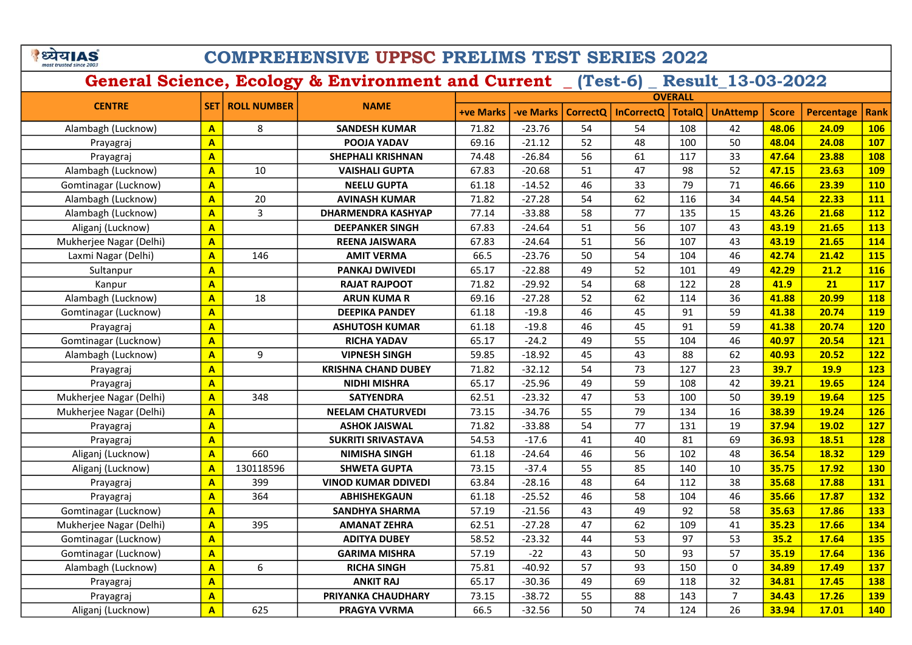# COMPREHENSIVE UPPSC PRELIMS TEST SERIES 2022

## General Science, Ecology & Environment and Current _ (Test-6) _ Result_13-03-2022

| CENTRE | SET | ROLL NUMBER | NAME | OVERALL | | | | | | | | |
|---|---|---|---|---|---|---|---|---|---|---|---|---|
| | | | | +ve Marks | -ve Marks | CorrectQ | InCorrectQ | TotalQ | UnAttemp | Score | Percentage | Rank |
| Alambagh (Lucknow) | A | 8 | SANDESH KUMAR | 71.82 | -23.76 | 54 | 54 | 108 | 42 | 48.06 | 24.09 | 106 |
| Prayagraj | A | | POOJA YADAV | 69.16 | -21.12 | 52 | 48 | 100 | 50 | 48.04 | 24.08 | 107 |
| Prayagraj | A | | SHEPHALI KRISHNAN | 74.48 | -26.84 | 56 | 61 | 117 | 33 | 47.64 | 23.88 | 108 |
| Alambagh (Lucknow) | A | 10 | VAISHALI GUPTA | 67.83 | -20.68 | 51 | 47 | 98 | 52 | 47.15 | 23.63 | 109 |
| Gomtinagar (Lucknow) | A | | NEELU GUPTA | 61.18 | -14.52 | 46 | 33 | 79 | 71 | 46.66 | 23.39 | 110 |
| Alambagh (Lucknow) | A | 20 | AVINASH KUMAR | 71.82 | -27.28 | 54 | 62 | 116 | 34 | 44.54 | 22.33 | 111 |
| Alambagh (Lucknow) | A | 3 | DHARMENDRA KASHYAP | 77.14 | -33.88 | 58 | 77 | 135 | 15 | 43.26 | 21.68 | 112 |
| Aliganj (Lucknow) | A | | DEEPANKER SINGH | 67.83 | -24.64 | 51 | 56 | 107 | 43 | 43.19 | 21.65 | 113 |
| Mukherjee Nagar (Delhi) | A | | REENA JAISWARA | 67.83 | -24.64 | 51 | 56 | 107 | 43 | 43.19 | 21.65 | 114 |
| Laxmi Nagar (Delhi) | A | 146 | AMIT VERMA | 66.5 | -23.76 | 50 | 54 | 104 | 46 | 42.74 | 21.42 | 115 |
| Sultanpur | A | | PANKAJ DWIVEDI | 65.17 | -22.88 | 49 | 52 | 101 | 49 | 42.29 | 21.2 | 116 |
| Kanpur | A | | RAJAT RAJPOOT | 71.82 | -29.92 | 54 | 68 | 122 | 28 | 41.9 | 21 | 117 |
| Alambagh (Lucknow) | A | 18 | ARUN KUMA R | 69.16 | -27.28 | 52 | 62 | 114 | 36 | 41.88 | 20.99 | 118 |
| Gomtinagar (Lucknow) | A | | DEEPIKA PANDEY | 61.18 | -19.8 | 46 | 45 | 91 | 59 | 41.38 | 20.74 | 119 |
| Prayagraj | A | | ASHUTOSH KUMAR | 61.18 | -19.8 | 46 | 45 | 91 | 59 | 41.38 | 20.74 | 120 |
| Gomtinagar (Lucknow) | A | | RICHA YADAV | 65.17 | -24.2 | 49 | 55 | 104 | 46 | 40.97 | 20.54 | 121 |
| Alambagh (Lucknow) | A | 9 | VIPNESH SINGH | 59.85 | -18.92 | 45 | 43 | 88 | 62 | 40.93 | 20.52 | 122 |
| Prayagraj | A | | KRISHNA CHAND DUBEY | 71.82 | -32.12 | 54 | 73 | 127 | 23 | 39.7 | 19.9 | 123 |
| Prayagraj | A | | NIDHI MISHRA | 65.17 | -25.96 | 49 | 59 | 108 | 42 | 39.21 | 19.65 | 124 |
| Mukherjee Nagar (Delhi) | A | 348 | SATYENDRA | 62.51 | -23.32 | 47 | 53 | 100 | 50 | 39.19 | 19.64 | 125 |
| Mukherjee Nagar (Delhi) | A | | NEELAM CHATURVEDI | 73.15 | -34.76 | 55 | 79 | 134 | 16 | 38.39 | 19.24 | 126 |
| Prayagraj | A | | ASHOK JAISWAL | 71.82 | -33.88 | 54 | 77 | 131 | 19 | 37.94 | 19.02 | 127 |
| Prayagraj | A | | SUKRITI SRIVASTAVA | 54.53 | -17.6 | 41 | 40 | 81 | 69 | 36.93 | 18.51 | 128 |
| Aliganj (Lucknow) | A | 660 | NIMISHA SINGH | 61.18 | -24.64 | 46 | 56 | 102 | 48 | 36.54 | 18.32 | 129 |
| Aliganj (Lucknow) | A | 130118596 | SHWETA GUPTA | 73.15 | -37.4 | 55 | 85 | 140 | 10 | 35.75 | 17.92 | 130 |
| Prayagraj | A | 399 | VINOD KUMAR DDIVEDI | 63.84 | -28.16 | 48 | 64 | 112 | 38 | 35.68 | 17.88 | 131 |
| Prayagraj | A | 364 | ABHISHEKGAUN | 61.18 | -25.52 | 46 | 58 | 104 | 46 | 35.66 | 17.87 | 132 |
| Gomtinagar (Lucknow) | A | | SANDHYA SHARMA | 57.19 | -21.56 | 43 | 49 | 92 | 58 | 35.63 | 17.86 | 133 |
| Mukherjee Nagar (Delhi) | A | 395 | AMANAT ZEHRA | 62.51 | -27.28 | 47 | 62 | 109 | 41 | 35.23 | 17.66 | 134 |
| Gomtinagar (Lucknow) | A | | ADITYA DUBEY | 58.52 | -23.32 | 44 | 53 | 97 | 53 | 35.2 | 17.64 | 135 |
| Gomtinagar (Lucknow) | A | | GARIMA MISHRA | 57.19 | -22 | 43 | 50 | 93 | 57 | 35.19 | 17.64 | 136 |
| Alambagh (Lucknow) | A | 6 | RICHA SINGH | 75.81 | -40.92 | 57 | 93 | 150 | 0 | 34.89 | 17.49 | 137 |
| Prayagraj | A | | ANKIT RAJ | 65.17 | -30.36 | 49 | 69 | 118 | 32 | 34.81 | 17.45 | 138 |
| Prayagraj | A | | PRIYANKA CHAUDHARY | 73.15 | -38.72 | 55 | 88 | 143 | 7 | 34.43 | 17.26 | 139 |
| Aliganj (Lucknow) | A | 625 | PRAGYA VVRMA | 66.5 | -32.56 | 50 | 74 | 124 | 26 | 33.94 | 17.01 | 140 |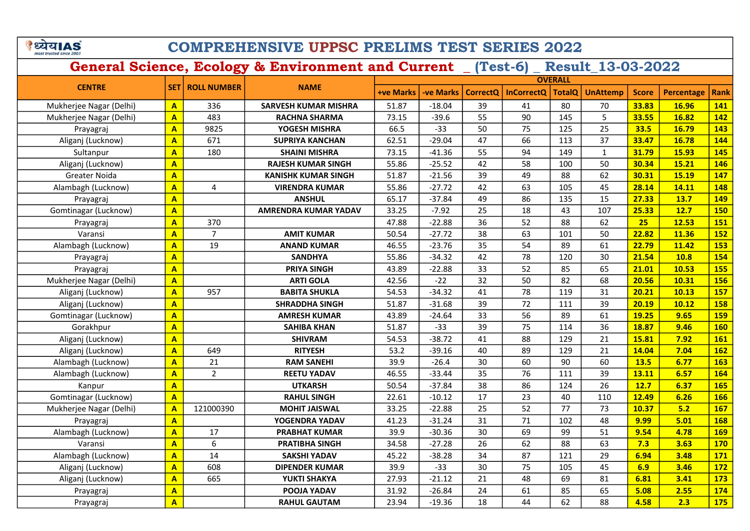# COMPREHENSIVE UPPSC PRELIMS TEST SERIES 2022

## General Science, Ecology & Environment and Current _ (Test-6) _ Result_13-03-2022

| CENTRE | SET | ROLL NUMBER | NAME | OVERALL | | | | | | | | |
|---|---|---|---|---|---|---|---|---|---|---|---|---|
| | | | | +ve Marks | -ve Marks | CorrectQ | InCorrectQ | TotalQ | UnAttemp | Score | Percentage | Rank |
| Mukherjee Nagar (Delhi) | A | 336 | SARVESH KUMAR MISHRA | 51.87 | -18.04 | 39 | 41 | 80 | 70 | 33.83 | 16.96 | 141 |
| Mukherjee Nagar (Delhi) | A | 483 | RACHNA SHARMA | 73.15 | -39.6 | 55 | 90 | 145 | 5 | 33.55 | 16.82 | 142 |
| Prayagraj | A | 9825 | YOGESH MISHRA | 66.5 | -33 | 50 | 75 | 125 | 25 | 33.5 | 16.79 | 143 |
| Aliganj (Lucknow) | A | 671 | SUPRIYA KANCHAN | 62.51 | -29.04 | 47 | 66 | 113 | 37 | 33.47 | 16.78 | 144 |
| Sultanpur | A | 180 | SHAINI MISHRA | 73.15 | -41.36 | 55 | 94 | 149 | 1 | 31.79 | 15.93 | 145 |
| Aliganj (Lucknow) | A | | RAJESH KUMAR SINGH | 55.86 | -25.52 | 42 | 58 | 100 | 50 | 30.34 | 15.21 | 146 |
| Greater Noida | A | | KANISHK KUMAR SINGH | 51.87 | -21.56 | 39 | 49 | 88 | 62 | 30.31 | 15.19 | 147 |
| Alambagh (Lucknow) | A | 4 | VIRENDRA KUMAR | 55.86 | -27.72 | 42 | 63 | 105 | 45 | 28.14 | 14.11 | 148 |
| Prayagraj | A | | ANSHUL | 65.17 | -37.84 | 49 | 86 | 135 | 15 | 27.33 | 13.7 | 149 |
| Gomtinagar (Lucknow) | A | | AMRENDRA KUMAR YADAV | 33.25 | -7.92 | 25 | 18 | 43 | 107 | 25.33 | 12.7 | 150 |
| Prayagraj | A | 370 | | 47.88 | -22.88 | 36 | 52 | 88 | 62 | 25 | 12.53 | 151 |
| Varansi | A | 7 | AMIT KUMAR | 50.54 | -27.72 | 38 | 63 | 101 | 50 | 22.82 | 11.36 | 152 |
| Alambagh (Lucknow) | A | 19 | ANAND KUMAR | 46.55 | -23.76 | 35 | 54 | 89 | 61 | 22.79 | 11.42 | 153 |
| Prayagraj | A | | SANDHYA | 55.86 | -34.32 | 42 | 78 | 120 | 30 | 21.54 | 10.8 | 154 |
| Prayagraj | A | | PRIYA SINGH | 43.89 | -22.88 | 33 | 52 | 85 | 65 | 21.01 | 10.53 | 155 |
| Mukherjee Nagar (Delhi) | A | | ARTI GOLA | 42.56 | -22 | 32 | 50 | 82 | 68 | 20.56 | 10.31 | 156 |
| Aliganj (Lucknow) | A | 957 | BABITA SHUKLA | 54.53 | -34.32 | 41 | 78 | 119 | 31 | 20.21 | 10.13 | 157 |
| Aliganj (Lucknow) | A | | SHRADDHA SINGH | 51.87 | -31.68 | 39 | 72 | 111 | 39 | 20.19 | 10.12 | 158 |
| Gomtinagar (Lucknow) | A | | AMRESH KUMAR | 43.89 | -24.64 | 33 | 56 | 89 | 61 | 19.25 | 9.65 | 159 |
| Gorakhpur | A | | SAHIBA KHAN | 51.87 | -33 | 39 | 75 | 114 | 36 | 18.87 | 9.46 | 160 |
| Aliganj (Lucknow) | A | | SHIVRAM | 54.53 | -38.72 | 41 | 88 | 129 | 21 | 15.81 | 7.92 | 161 |
| Aliganj (Lucknow) | A | 649 | RITYESH | 53.2 | -39.16 | 40 | 89 | 129 | 21 | 14.04 | 7.04 | 162 |
| Alambagh (Lucknow) | A | 21 | RAM SANEHI | 39.9 | -26.4 | 30 | 60 | 90 | 60 | 13.5 | 6.77 | 163 |
| Alambagh (Lucknow) | A | 2 | REETU YADAV | 46.55 | -33.44 | 35 | 76 | 111 | 39 | 13.11 | 6.57 | 164 |
| Kanpur | A | | UTKARSH | 50.54 | -37.84 | 38 | 86 | 124 | 26 | 12.7 | 6.37 | 165 |
| Gomtinagar (Lucknow) | A | | RAHUL SINGH | 22.61 | -10.12 | 17 | 23 | 40 | 110 | 12.49 | 6.26 | 166 |
| Mukherjee Nagar (Delhi) | A | 121000390 | MOHIT JAISWAL | 33.25 | -22.88 | 25 | 52 | 77 | 73 | 10.37 | 5.2 | 167 |
| Prayagraj | A | | YOGENDRA YADAV | 41.23 | -31.24 | 31 | 71 | 102 | 48 | 9.99 | 5.01 | 168 |
| Alambagh (Lucknow) | A | 17 | PRABHAT KUMAR | 39.9 | -30.36 | 30 | 69 | 99 | 51 | 9.54 | 4.78 | 169 |
| Varansi | A | 6 | PRATIBHA SINGH | 34.58 | -27.28 | 26 | 62 | 88 | 63 | 7.3 | 3.63 | 170 |
| Alambagh (Lucknow) | A | 14 | SAKSHI YADAV | 45.22 | -38.28 | 34 | 87 | 121 | 29 | 6.94 | 3.48 | 171 |
| Aliganj (Lucknow) | A | 608 | DIPENDER KUMAR | 39.9 | -33 | 30 | 75 | 105 | 45 | 6.9 | 3.46 | 172 |
| Aliganj (Lucknow) | A | 665 | YUKTI SHAKYA | 27.93 | -21.12 | 21 | 48 | 69 | 81 | 6.81 | 3.41 | 173 |
| Prayagraj | A | | POOJA YADAV | 31.92 | -26.84 | 24 | 61 | 85 | 65 | 5.08 | 2.55 | 174 |
| Prayagraj | A | | RAHUL GAUTAM | 23.94 | -19.36 | 18 | 44 | 62 | 88 | 4.58 | 2.3 | 175 |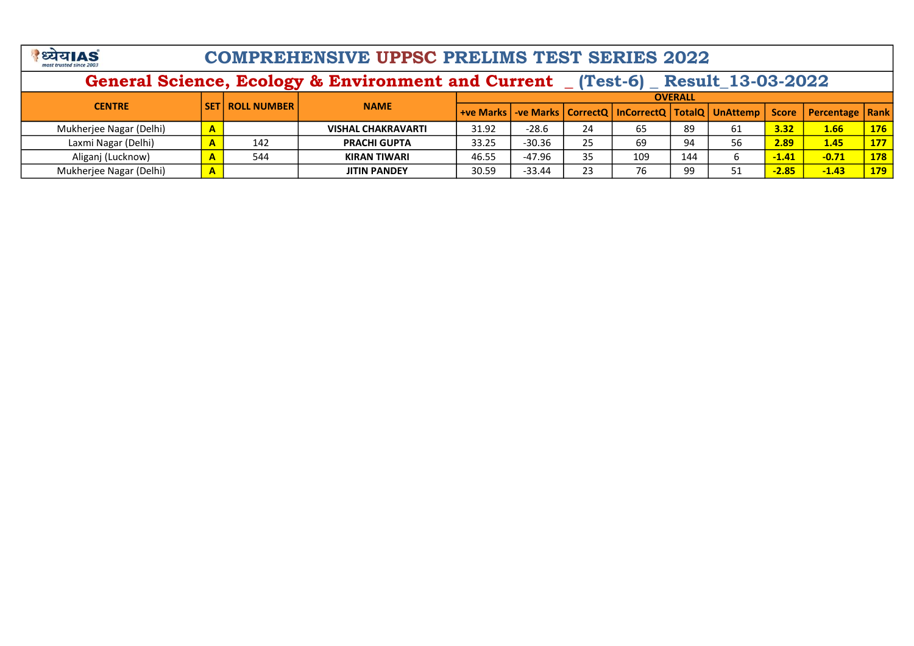# COMPREHENSIVE UPPSC PRELIMS TEST SERIES 2022

## General Science, Ecology & Environment and Current _ (Test-6) _ Result_13-03-2022

| CENTRE | SET | ROLL NUMBER | NAME | OVERALL | | | | | | | | |
|---|---|---|---|---|---|---|---|---|---|---|---|---|
| | | | | +ve Marks | -ve Marks | CorrectQ | InCorrectQ | TotalQ | UnAttemp | Score | Percentage | Rank |
| Mukherjee Nagar (Delhi) | A | | **VISHAL CHAKRAVARTI** | 31.92 | -28.6 | 24 | 65 | 89 | 61 | **3.32** | **1.66** | **176** |
| Laxmi Nagar (Delhi) | A | 142 | **PRACHI GUPTA** | 33.25 | -30.36 | 25 | 69 | 94 | 56 | **2.89** | **1.45** | **177** |
| Aliganj (Lucknow) | A | 544 | **KIRAN TIWARI** | 46.55 | -47.96 | 35 | 109 | 144 | 6 | **-1.41** | **-0.71** | **178** |
| Mukherjee Nagar (Delhi) | A | | **JITIN PANDEY** | 30.59 | -33.44 | 23 | 76 | 99 | 51 | **-2.85** | **-1.43** | **179** |